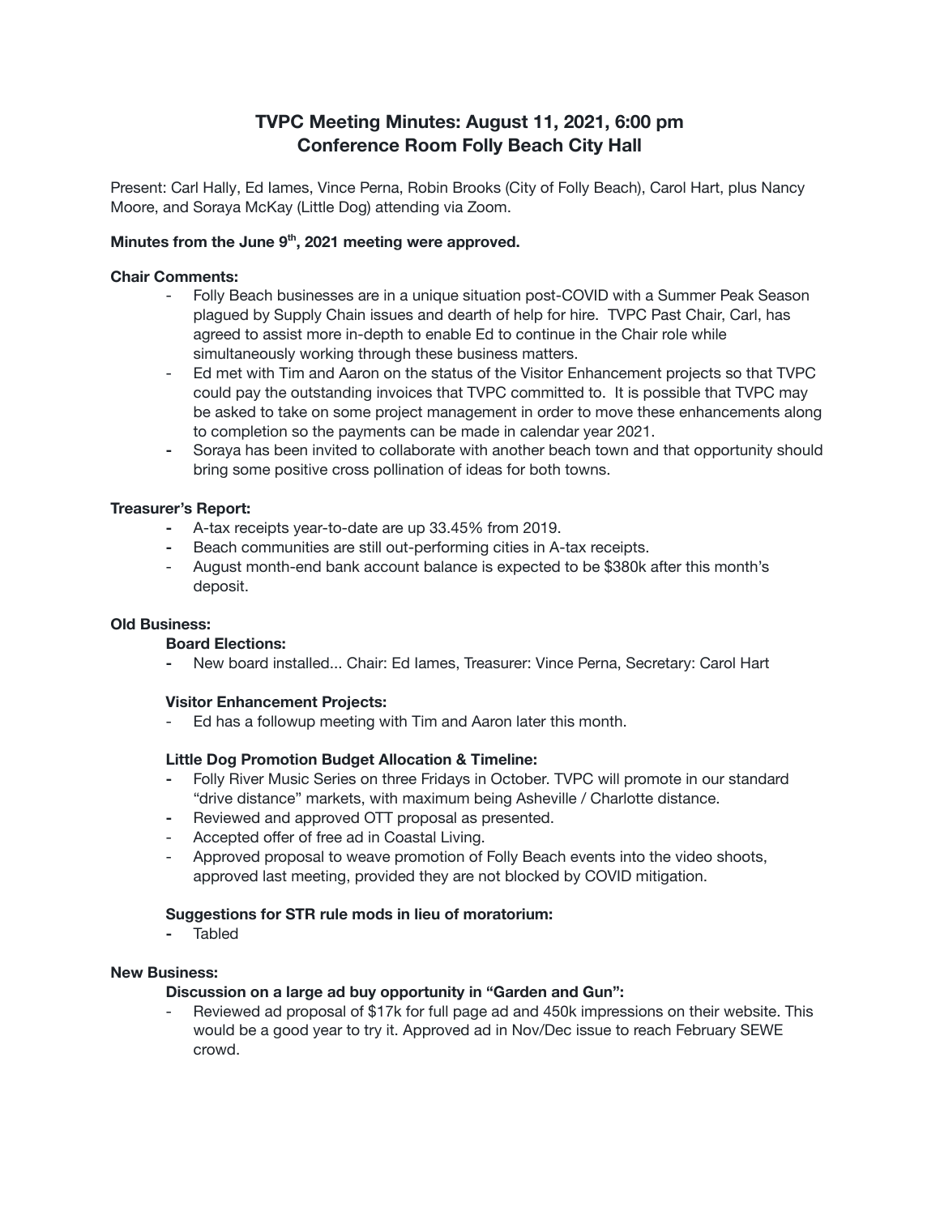# TVPC Meeting Minutes: August 11, 2021, 6:00 pm
# Conference Room Folly Beach City Hall

Present: Carl Hally, Ed Iames, Vince Perna, Robin Brooks (City of Folly Beach), Carol Hart, plus Nancy Moore, and Soraya McKay (Little Dog) attending via Zoom.

**Minutes from the June 9th, 2021 meeting were approved.**

**Chair Comments:**

- Folly Beach businesses are in a unique situation post-COVID with a Summer Peak Season plagued by Supply Chain issues and dearth of help for hire. TVPC Past Chair, Carl, has agreed to assist more in-depth to enable Ed to continue in the Chair role while simultaneously working through these business matters.
- Ed met with Tim and Aaron on the status of the Visitor Enhancement projects so that TVPC could pay the outstanding invoices that TVPC committed to. It is possible that TVPC may be asked to take on some project management in order to move these enhancements along to completion so the payments can be made in calendar year 2021.
- Soraya has been invited to collaborate with another beach town and that opportunity should bring some positive cross pollination of ideas for both towns.

**Treasurer's Report:**

- A-tax receipts year-to-date are up 33.45% from 2019.
- Beach communities are still out-performing cities in A-tax receipts.
- August month-end bank account balance is expected to be $380k after this month's deposit.

**Old Business:**

**Board Elections:**

- New board installed... Chair: Ed Iames, Treasurer: Vince Perna, Secretary: Carol Hart

**Visitor Enhancement Projects:**

- Ed has a followup meeting with Tim and Aaron later this month.

**Little Dog Promotion Budget Allocation & Timeline:**

- Folly River Music Series on three Fridays in October. TVPC will promote in our standard "drive distance" markets, with maximum being Asheville / Charlotte distance.
- Reviewed and approved OTT proposal as presented.
- Accepted offer of free ad in Coastal Living.
- Approved proposal to weave promotion of Folly Beach events into the video shoots, approved last meeting, provided they are not blocked by COVID mitigation.

**Suggestions for STR rule mods in lieu of moratorium:**

- Tabled

**New Business:**

**Discussion on a large ad buy opportunity in "Garden and Gun":**

- Reviewed ad proposal of $17k for full page ad and 450k impressions on their website. This would be a good year to try it. Approved ad in Nov/Dec issue to reach February SEWE crowd.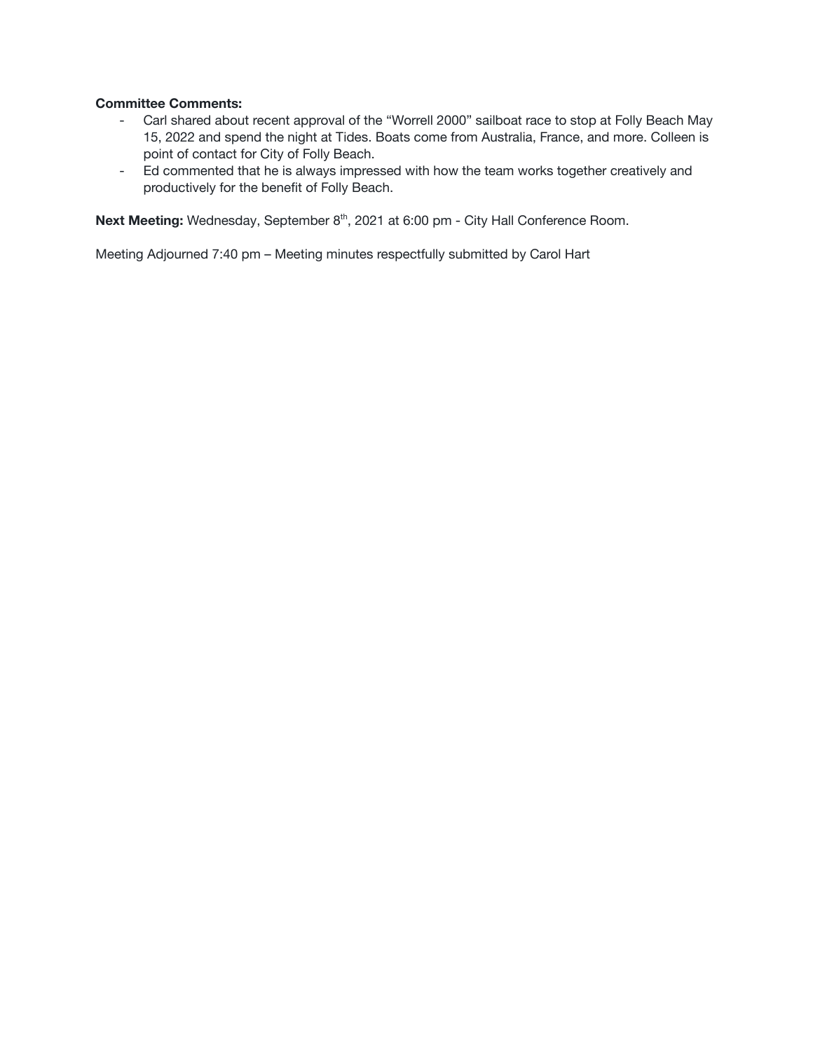**Committee Comments:**

- Carl shared about recent approval of the "Worrell 2000" sailboat race to stop at Folly Beach May 15, 2022 and spend the night at Tides. Boats come from Australia, France, and more. Colleen is point of contact for City of Folly Beach.
- Ed commented that he is always impressed with how the team works together creatively and productively for the benefit of Folly Beach.

**Next Meeting:** Wednesday, September 8th, 2021 at 6:00 pm - City Hall Conference Room.

Meeting Adjourned 7:40 pm – Meeting minutes respectfully submitted by Carol Hart